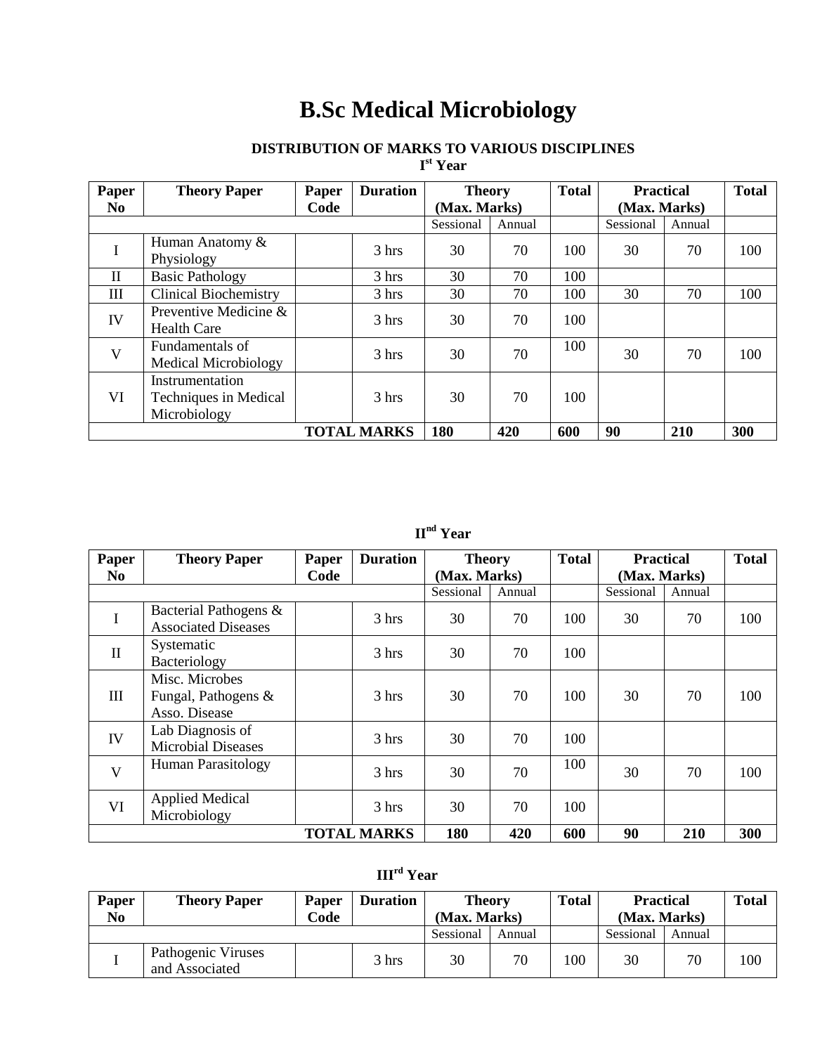# B.Sc Medical Microbiology

### DISTRIBUTION OF MARKS TO VARIOUS DISCIPLINES

**I[st] Year**

| Paper No | Theory Paper | Paper Code | Duration | Theory (Max. Marks) | | Total | Practical (Max. Marks) | | Total |
|---|---|---|---|---|---|---|---|---|---|
| | | | | Sessional | Annual | | Sessional | Annual | |
| I | Human Anatomy & Physiology | | 3 hrs | 30 | 70 | 100 | 30 | 70 | 100 |
| II | Basic Pathology | | 3 hrs | 30 | 70 | 100 | | | |
| III | Clinical Biochemistry | | 3 hrs | 30 | 70 | 100 | 30 | 70 | 100 |
| IV | Preventive Medicine & Health Care | | 3 hrs | 30 | 70 | 100 | | | |
| V | Fundamentals of Medical Microbiology | | 3 hrs | 30 | 70 | 100 | 30 | 70 | 100 |
| VI | Instrumentation Techniques in Medical Microbiology | | 3 hrs | 30 | 70 | 100 | | | |
| | | | **TOTAL MARKS** | **180** | **420** | **600** | **90** | **210** | **300** |

**II[nd] Year**

| Paper No | Theory Paper | Paper Code | Duration | Theory (Max. Marks) | | Total | Practical (Max. Marks) | | Total |
|---|---|---|---|---|---|---|---|---|---|
| | | | | Sessional | Annual | | Sessional | Annual | |
| I | Bacterial Pathogens & Associated Diseases | | 3 hrs | 30 | 70 | 100 | 30 | 70 | 100 |
| II | Systematic Bacteriology | | 3 hrs | 30 | 70 | 100 | | | |
| III | Misc. Microbes Fungal, Pathogens & Asso. Disease | | 3 hrs | 30 | 70 | 100 | 30 | 70 | 100 |
| IV | Lab Diagnosis of Microbial Diseases | | 3 hrs | 30 | 70 | 100 | | | |
| V | Human Parasitology | | 3 hrs | 30 | 70 | 100 | 30 | 70 | 100 |
| VI | Applied Medical Microbiology | | 3 hrs | 30 | 70 | 100 | | | |
| | | | **TOTAL MARKS** | **180** | **420** | **600** | **90** | **210** | **300** |

**III[rd] Year**

| Paper No | Theory Paper | Paper Code | Duration | Theory (Max. Marks) | | Total | Practical (Max. Marks) | | Total |
|---|---|---|---|---|---|---|---|---|---|
| | | | | Sessional | Annual | | Sessional | Annual | |
| I | Pathogenic Viruses and Associated | | 3 hrs | 30 | 70 | 100 | 30 | 70 | 100 |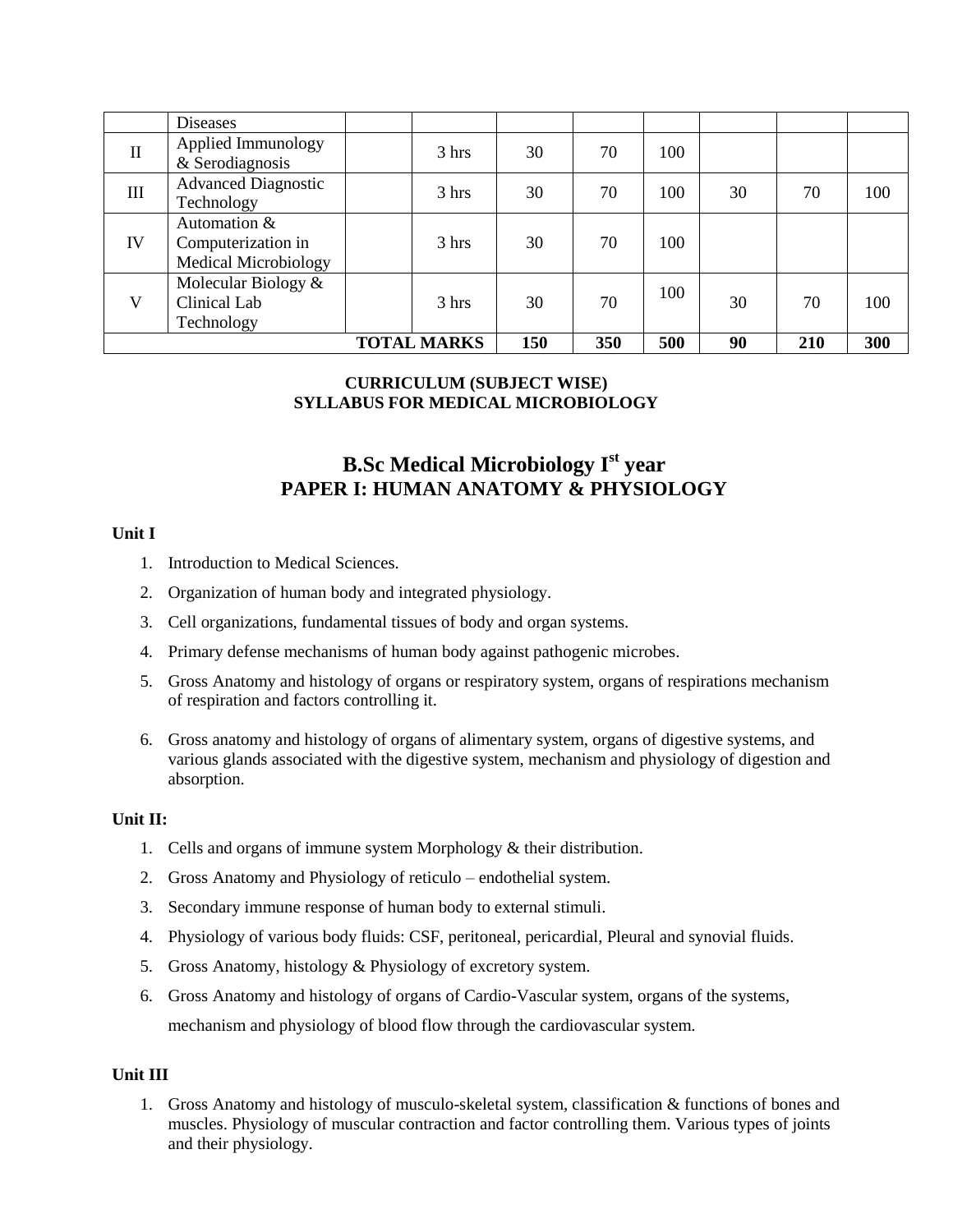|  | Diseases |  |  |  |  |  |  |  |  |
|---|---|---|---|---|---|---|---|---|---|
| II | Applied Immunology & Serodiagnosis |  | 3 hrs | 30 | 70 | 100 |  |  |  |
| III | Advanced Diagnostic Technology |  | 3 hrs | 30 | 70 | 100 | 30 | 70 | 100 |
| IV | Automation & Computerization in Medical Microbiology |  | 3 hrs | 30 | 70 | 100 |  |  |  |
| V | Molecular Biology & Clinical Lab Technology |  | 3 hrs | 30 | 70 | 100 | 30 | 70 | 100 |
| **TOTAL MARKS** |  |  |  | **150** | **350** | **500** | **90** | **210** | **300** |

**CURRICULUM (SUBJECT WISE)**
**SYLLABUS FOR MEDICAL MICROBIOLOGY**

# B.Sc Medical Microbiology I^st year
# PAPER I: HUMAN ANATOMY & PHYSIOLOGY

**Unit I**

1. Introduction to Medical Sciences.
2. Organization of human body and integrated physiology.
3. Cell organizations, fundamental tissues of body and organ systems.
4. Primary defense mechanisms of human body against pathogenic microbes.
5. Gross Anatomy and histology of organs or respiratory system, organs of respirations mechanism of respiration and factors controlling it.
6. Gross anatomy and histology of organs of alimentary system, organs of digestive systems, and various glands associated with the digestive system, mechanism and physiology of digestion and absorption.

**Unit II:**

1. Cells and organs of immune system Morphology & their distribution.
2. Gross Anatomy and Physiology of reticulo – endothelial system.
3. Secondary immune response of human body to external stimuli.
4. Physiology of various body fluids: CSF, peritoneal, pericardial, Pleural and synovial fluids.
5. Gross Anatomy, histology & Physiology of excretory system.
6. Gross Anatomy and histology of organs of Cardio-Vascular system, organs of the systems, mechanism and physiology of blood flow through the cardiovascular system.

**Unit III**

1. Gross Anatomy and histology of musculo-skeletal system, classification & functions of bones and muscles. Physiology of muscular contraction and factor controlling them. Various types of joints and their physiology.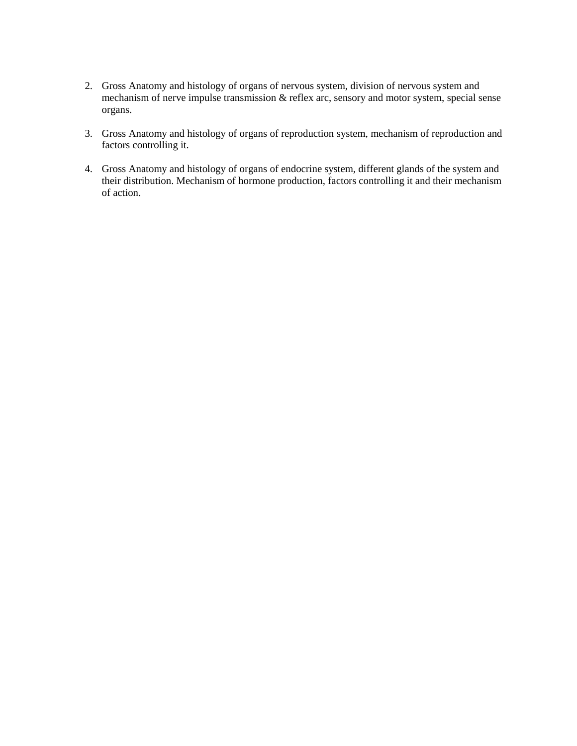2. Gross Anatomy and histology of organs of nervous system, division of nervous system and mechanism of nerve impulse transmission & reflex arc, sensory and motor system, special sense organs.

3. Gross Anatomy and histology of organs of reproduction system, mechanism of reproduction and factors controlling it.

4. Gross Anatomy and histology of organs of endocrine system, different glands of the system and their distribution. Mechanism of hormone production, factors controlling it and their mechanism of action.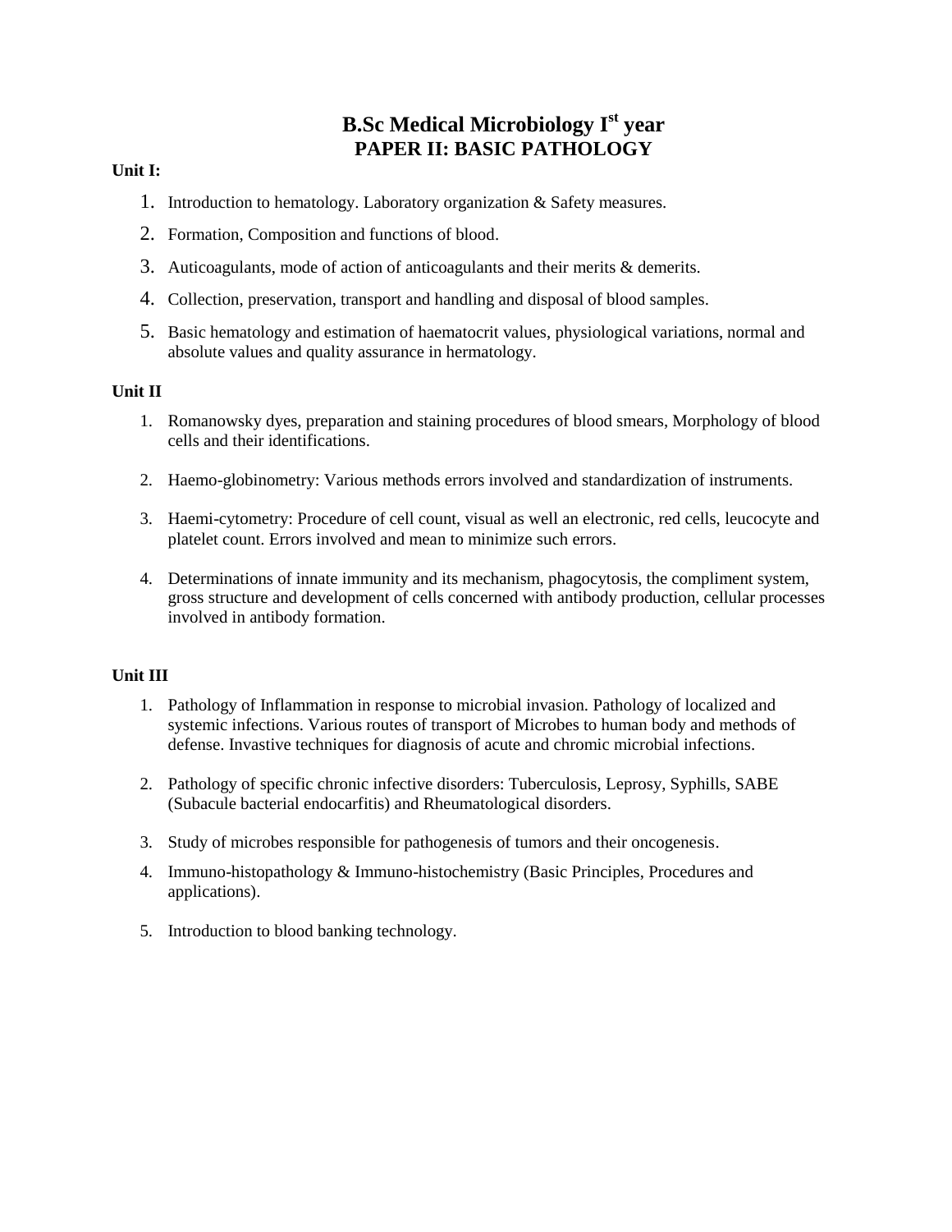# B.Sc Medical Microbiology I$^{st}$ year
## PAPER II: BASIC PATHOLOGY

**Unit I:**

1. Introduction to hematology. Laboratory organization & Safety measures.
2. Formation, Composition and functions of blood.
3. Auticoagulants, mode of action of anticoagulants and their merits & demerits.
4. Collection, preservation, transport and handling and disposal of blood samples.
5. Basic hematology and estimation of haematocrit values, physiological variations, normal and absolute values and quality assurance in hermatology.

**Unit II**

1. Romanowsky dyes, preparation and staining procedures of blood smears, Morphology of blood cells and their identifications.
2. Haemo-globinometry: Various methods errors involved and standardization of instruments.
3. Haemi-cytometry: Procedure of cell count, visual as well an electronic, red cells, leucocyte and platelet count. Errors involved and mean to minimize such errors.
4. Determinations of innate immunity and its mechanism, phagocytosis, the compliment system, gross structure and development of cells concerned with antibody production, cellular processes involved in antibody formation.

**Unit III**

1. Pathology of Inflammation in response to microbial invasion. Pathology of localized and systemic infections. Various routes of transport of Microbes to human body and methods of defense. Invastive techniques for diagnosis of acute and chromic microbial infections.
2. Pathology of specific chronic infective disorders: Tuberculosis, Leprosy, Syphills, SABE (Subacule bacterial endocarfitis) and Rheumatological disorders.
3. Study of microbes responsible for pathogenesis of tumors and their oncogenesis.
4. Immuno-histopathology & Immuno-histochemistry (Basic Principles, Procedures and applications).
5. Introduction to blood banking technology.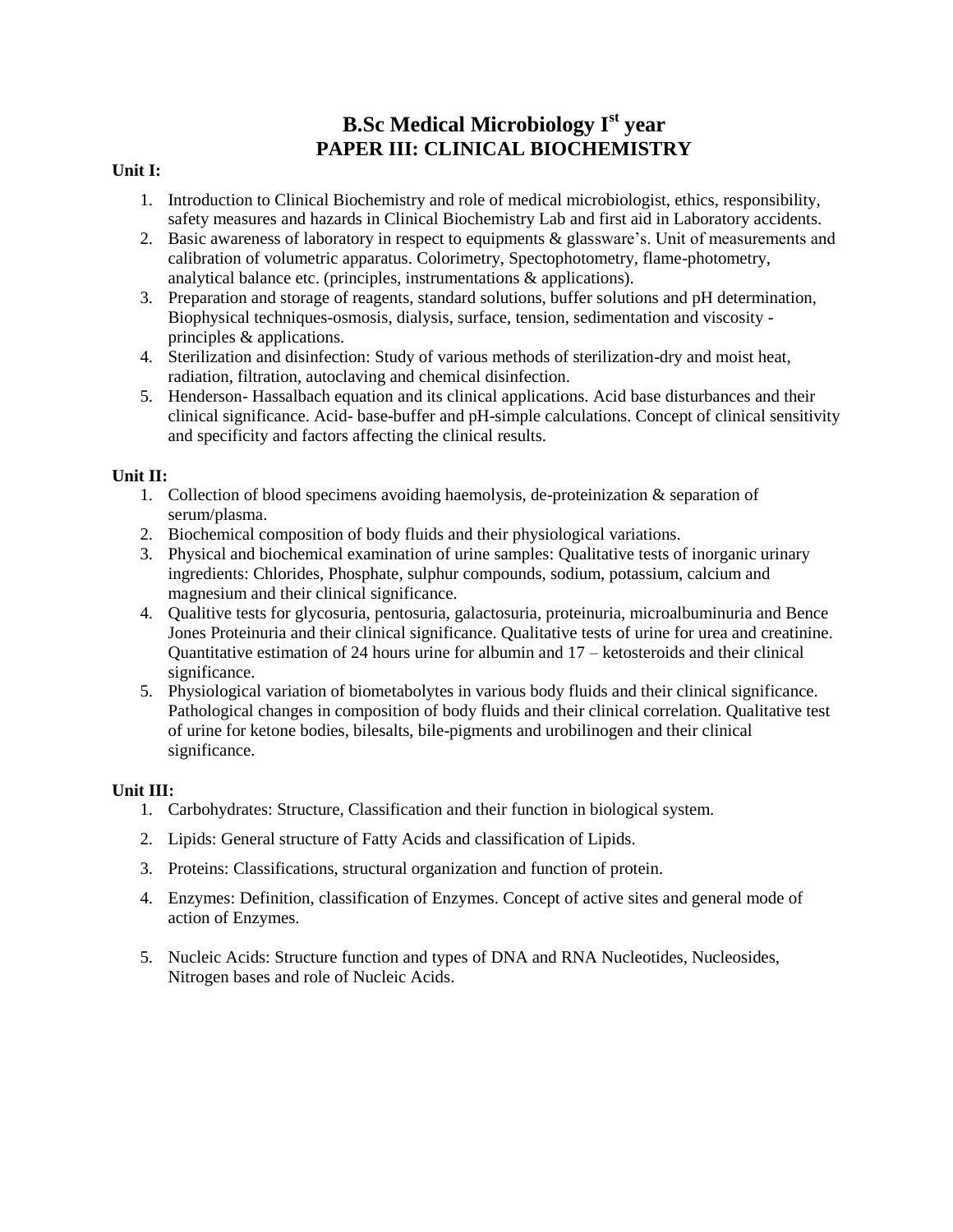# B.Sc Medical Microbiology I$^{st}$ year
# PAPER III: CLINICAL BIOCHEMISTRY

**Unit I:**

1. Introduction to Clinical Biochemistry and role of medical microbiologist, ethics, responsibility, safety measures and hazards in Clinical Biochemistry Lab and first aid in Laboratory accidents.
2. Basic awareness of laboratory in respect to equipments & glassware's. Unit of measurements and calibration of volumetric apparatus. Colorimetry, Spectophotometry, flame-photometry, analytical balance etc. (principles, instrumentations & applications).
3. Preparation and storage of reagents, standard solutions, buffer solutions and pH determination, Biophysical techniques-osmosis, dialysis, surface, tension, sedimentation and viscosity - principles & applications.
4. Sterilization and disinfection: Study of various methods of sterilization-dry and moist heat, radiation, filtration, autoclaving and chemical disinfection.
5. Henderson- Hassalbach equation and its clinical applications. Acid base disturbances and their clinical significance. Acid- base-buffer and pH-simple calculations. Concept of clinical sensitivity and specificity and factors affecting the clinical results.

**Unit II:**

1. Collection of blood specimens avoiding haemolysis, de-proteinization & separation of serum/plasma.
2. Biochemical composition of body fluids and their physiological variations.
3. Physical and biochemical examination of urine samples: Qualitative tests of inorganic urinary ingredients: Chlorides, Phosphate, sulphur compounds, sodium, potassium, calcium and magnesium and their clinical significance.
4. Qualitive tests for glycosuria, pentosuria, galactosuria, proteinuria, microalbuminuria and Bence Jones Proteinuria and their clinical significance. Qualitative tests of urine for urea and creatinine. Quantitative estimation of 24 hours urine for albumin and 17 – ketosteroids and their clinical significance.
5. Physiological variation of biometabolytes in various body fluids and their clinical significance. Pathological changes in composition of body fluids and their clinical correlation. Qualitative test of urine for ketone bodies, bilesalts, bile-pigments and urobilinogen and their clinical significance.

**Unit III:**

1. Carbohydrates: Structure, Classification and their function in biological system.
2. Lipids: General structure of Fatty Acids and classification of Lipids.
3. Proteins: Classifications, structural organization and function of protein.
4. Enzymes: Definition, classification of Enzymes. Concept of active sites and general mode of action of Enzymes.
5. Nucleic Acids: Structure function and types of DNA and RNA Nucleotides, Nucleosides, Nitrogen bases and role of Nucleic Acids.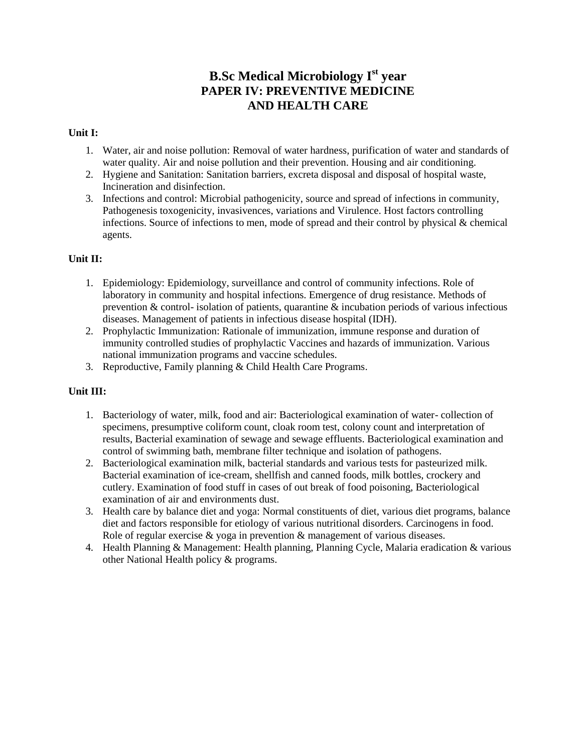# B.Sc Medical Microbiology I$^{st}$ year
# PAPER IV: PREVENTIVE MEDICINE AND HEALTH CARE

**Unit I:**

1. Water, air and noise pollution: Removal of water hardness, purification of water and standards of water quality. Air and noise pollution and their prevention. Housing and air conditioning.
2. Hygiene and Sanitation: Sanitation barriers, excreta disposal and disposal of hospital waste, Incineration and disinfection.
3. Infections and control: Microbial pathogenicity, source and spread of infections in community, Pathogenesis toxogenicity, invasivences, variations and Virulence. Host factors controlling infections. Source of infections to men, mode of spread and their control by physical & chemical agents.

**Unit II:**

1. Epidemiology: Epidemiology, surveillance and control of community infections. Role of laboratory in community and hospital infections. Emergence of drug resistance. Methods of prevention & control- isolation of patients, quarantine & incubation periods of various infectious diseases. Management of patients in infectious disease hospital (IDH).
2. Prophylactic Immunization: Rationale of immunization, immune response and duration of immunity controlled studies of prophylactic Vaccines and hazards of immunization. Various national immunization programs and vaccine schedules.
3. Reproductive, Family planning & Child Health Care Programs.

**Unit III:**

1. Bacteriology of water, milk, food and air: Bacteriological examination of water- collection of specimens, presumptive coliform count, cloak room test, colony count and interpretation of results, Bacterial examination of sewage and sewage effluents. Bacteriological examination and control of swimming bath, membrane filter technique and isolation of pathogens.
2. Bacteriological examination milk, bacterial standards and various tests for pasteurized milk. Bacterial examination of ice-cream, shellfish and canned foods, milk bottles, crockery and cutlery. Examination of food stuff in cases of out break of food poisoning, Bacteriological examination of air and environments dust.
3. Health care by balance diet and yoga: Normal constituents of diet, various diet programs, balance diet and factors responsible for etiology of various nutritional disorders. Carcinogens in food. Role of regular exercise & yoga in prevention & management of various diseases.
4. Health Planning & Management: Health planning, Planning Cycle, Malaria eradication & various other National Health policy & programs.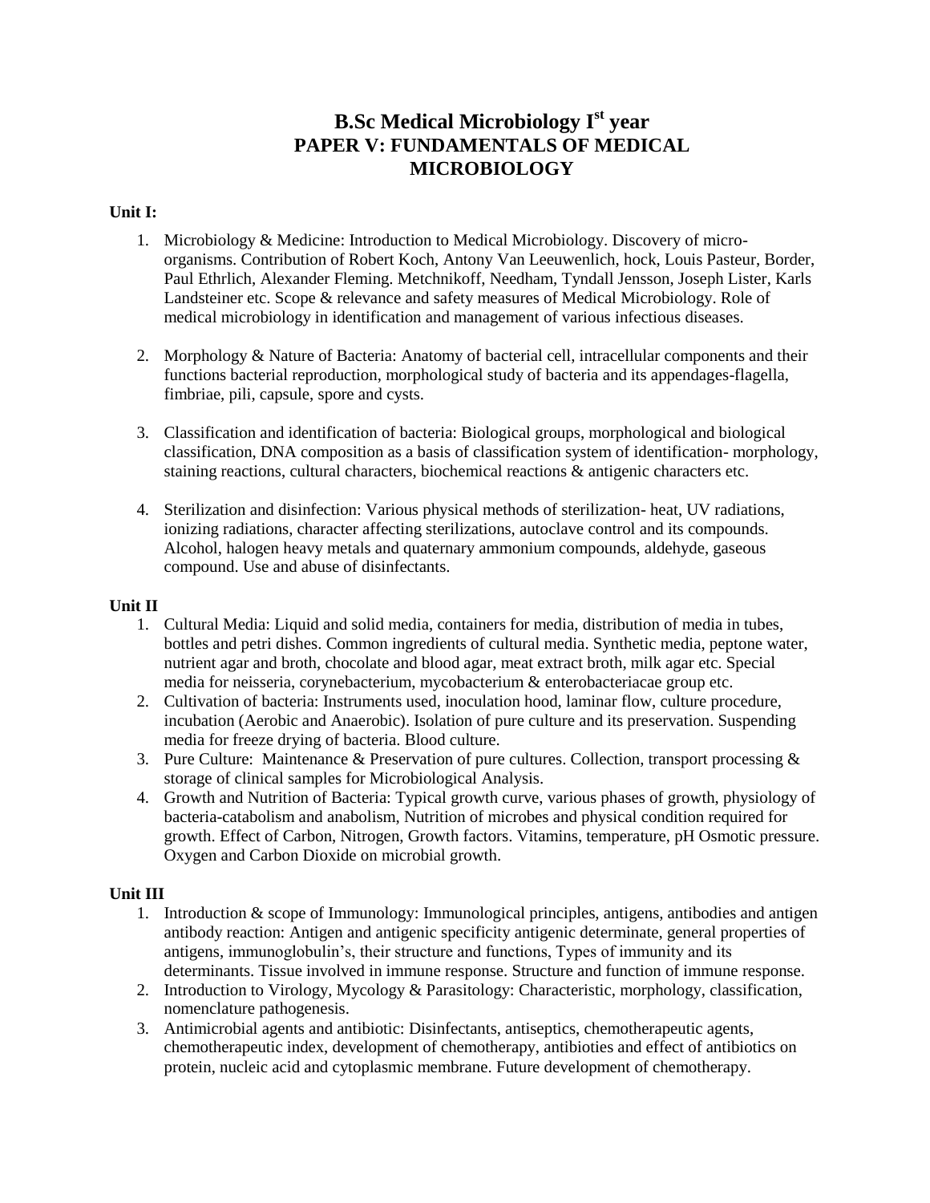# B.Sc Medical Microbiology I$^{st}$ year

# PAPER V: FUNDAMENTALS OF MEDICAL MICROBIOLOGY

**Unit I:**

1. Microbiology & Medicine: Introduction to Medical Microbiology. Discovery of micro-organisms. Contribution of Robert Koch, Antony Van Leeuwenlich, hock, Louis Pasteur, Border, Paul Ethrlich, Alexander Fleming. Metchnikoff, Needham, Tyndall Jensson, Joseph Lister, Karls Landsteiner etc. Scope & relevance and safety measures of Medical Microbiology. Role of medical microbiology in identification and management of various infectious diseases.

2. Morphology & Nature of Bacteria: Anatomy of bacterial cell, intracellular components and their functions bacterial reproduction, morphological study of bacteria and its appendages-flagella, fimbriae, pili, capsule, spore and cysts.

3. Classification and identification of bacteria: Biological groups, morphological and biological classification, DNA composition as a basis of classification system of identification- morphology, staining reactions, cultural characters, biochemical reactions & antigenic characters etc.

4. Sterilization and disinfection: Various physical methods of sterilization- heat, UV radiations, ionizing radiations, character affecting sterilizations, autoclave control and its compounds. Alcohol, halogen heavy metals and quaternary ammonium compounds, aldehyde, gaseous compound. Use and abuse of disinfectants.

**Unit II**

1. Cultural Media: Liquid and solid media, containers for media, distribution of media in tubes, bottles and petri dishes. Common ingredients of cultural media. Synthetic media, peptone water, nutrient agar and broth, chocolate and blood agar, meat extract broth, milk agar etc. Special media for neisseria, corynebacterium, mycobacterium & enterobacteriacae group etc.
2. Cultivation of bacteria: Instruments used, inoculation hood, laminar flow, culture procedure, incubation (Aerobic and Anaerobic). Isolation of pure culture and its preservation. Suspending media for freeze drying of bacteria. Blood culture.
3. Pure Culture: Maintenance & Preservation of pure cultures. Collection, transport processing & storage of clinical samples for Microbiological Analysis.
4. Growth and Nutrition of Bacteria: Typical growth curve, various phases of growth, physiology of bacteria-catabolism and anabolism, Nutrition of microbes and physical condition required for growth. Effect of Carbon, Nitrogen, Growth factors. Vitamins, temperature, pH Osmotic pressure. Oxygen and Carbon Dioxide on microbial growth.

**Unit III**

1. Introduction & scope of Immunology: Immunological principles, antigens, antibodies and antigen antibody reaction: Antigen and antigenic specificity antigenic determinate, general properties of antigens, immunoglobulin's, their structure and functions, Types of immunity and its determinants. Tissue involved in immune response. Structure and function of immune response.
2. Introduction to Virology, Mycology & Parasitology: Characteristic, morphology, classification, nomenclature pathogenesis.
3. Antimicrobial agents and antibiotic: Disinfectants, antiseptics, chemotherapeutic agents, chemotherapeutic index, development of chemotherapy, antibioties and effect of antibiotics on protein, nucleic acid and cytoplasmic membrane. Future development of chemotherapy.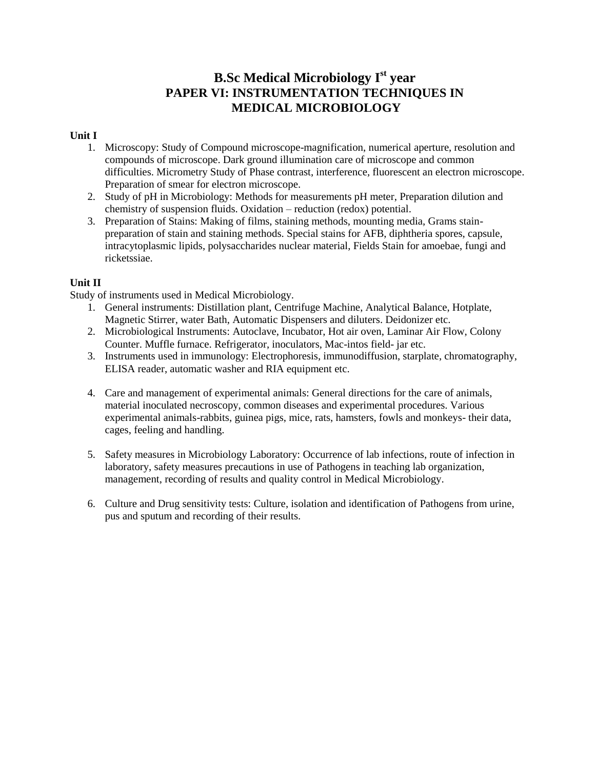# B.Sc Medical Microbiology I$^{st}$ year

## PAPER VI: INSTRUMENTATION TECHNIQUES IN MEDICAL MICROBIOLOGY

**Unit I**

1. Microscopy: Study of Compound microscope-magnification, numerical aperture, resolution and compounds of microscope. Dark ground illumination care of microscope and common difficulties. Micrometry Study of Phase contrast, interference, fluorescent an electron microscope. Preparation of smear for electron microscope.
2. Study of pH in Microbiology: Methods for measurements pH meter, Preparation dilution and chemistry of suspension fluids. Oxidation – reduction (redox) potential.
3. Preparation of Stains: Making of films, staining methods, mounting media, Grams stain-preparation of stain and staining methods. Special stains for AFB, diphtheria spores, capsule, intracytoplasmic lipids, polysaccharides nuclear material, Fields Stain for amoebae, fungi and ricketssiae.

**Unit II**

Study of instruments used in Medical Microbiology.

1. General instruments: Distillation plant, Centrifuge Machine, Analytical Balance, Hotplate, Magnetic Stirrer, water Bath, Automatic Dispensers and diluters. Deidonizer etc.
2. Microbiological Instruments: Autoclave, Incubator, Hot air oven, Laminar Air Flow, Colony Counter. Muffle furnace. Refrigerator, inoculators, Mac-intos field- jar etc.
3. Instruments used in immunology: Electrophoresis, immunodiffusion, starplate, chromatography, ELISA reader, automatic washer and RIA equipment etc.
4. Care and management of experimental animals: General directions for the care of animals, material inoculated necroscopy, common diseases and experimental procedures. Various experimental animals-rabbits, guinea pigs, mice, rats, hamsters, fowls and monkeys- their data, cages, feeling and handling.
5. Safety measures in Microbiology Laboratory: Occurrence of lab infections, route of infection in laboratory, safety measures precautions in use of Pathogens in teaching lab organization, management, recording of results and quality control in Medical Microbiology.
6. Culture and Drug sensitivity tests: Culture, isolation and identification of Pathogens from urine, pus and sputum and recording of their results.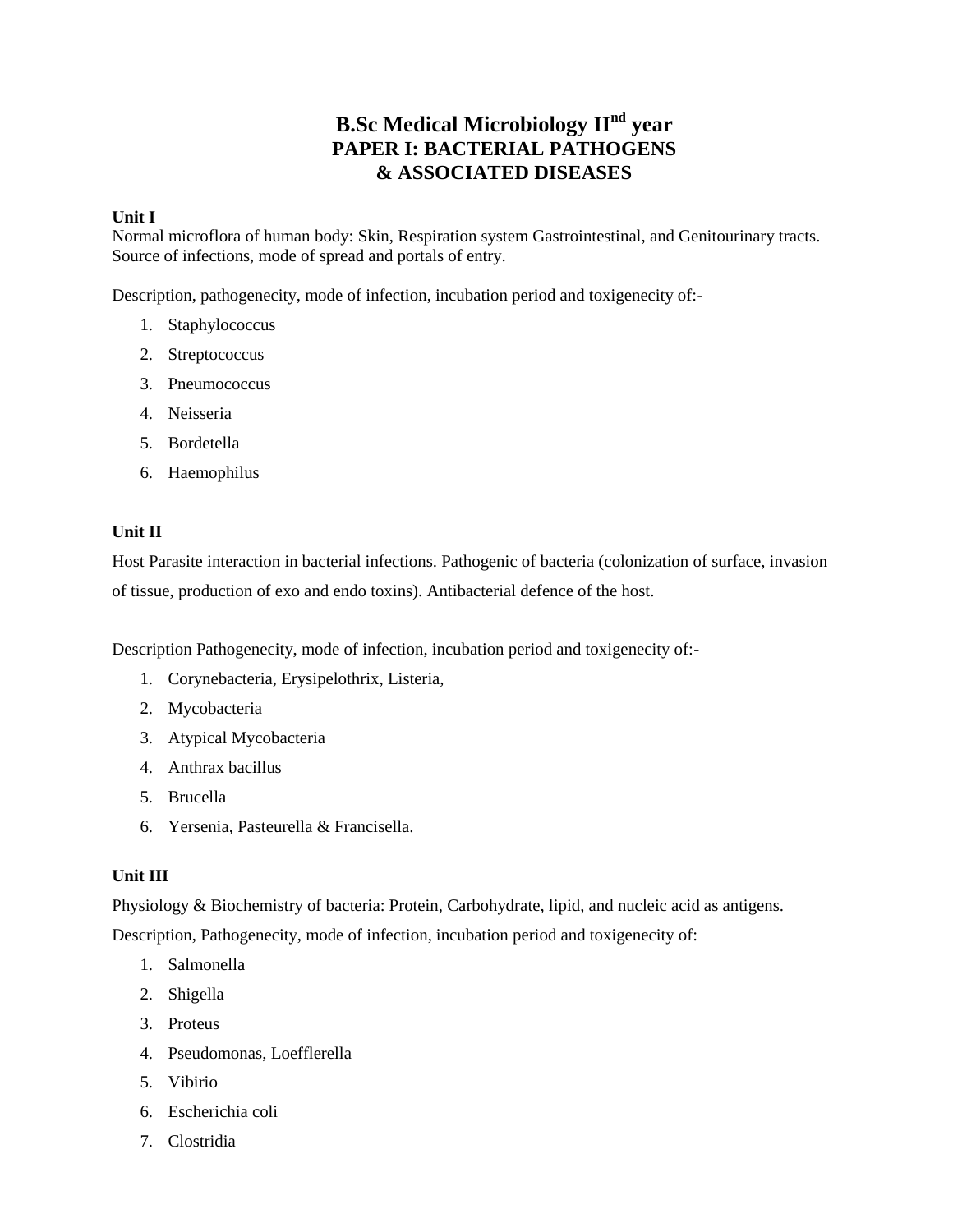# B.Sc Medical Microbiology II$^{nd}$ year
## PAPER I: BACTERIAL PATHOGENS & ASSOCIATED DISEASES

**Unit I**

Normal microflora of human body: Skin, Respiration system Gastrointestinal, and Genitourinary tracts. Source of infections, mode of spread and portals of entry.

Description, pathogenecity, mode of infection, incubation period and toxigenecity of:-

1. Staphylococcus
2. Streptococcus
3. Pneumococcus
4. Neisseria
5. Bordetella
6. Haemophilus

**Unit II**

Host Parasite interaction in bacterial infections. Pathogenic of bacteria (colonization of surface, invasion of tissue, production of exo and endo toxins). Antibacterial defence of the host.

Description Pathogenecity, mode of infection, incubation period and toxigenecity of:-

1. Corynebacteria, Erysipelothrix, Listeria,
2. Mycobacteria
3. Atypical Mycobacteria
4. Anthrax bacillus
5. Brucella
6. Yersenia, Pasteurella & Francisella.

**Unit III**

Physiology & Biochemistry of bacteria: Protein, Carbohydrate, lipid, and nucleic acid as antigens.

Description, Pathogenecity, mode of infection, incubation period and toxigenecity of:

1. Salmonella
2. Shigella
3. Proteus
4. Pseudomonas, Loefflerella
5. Vibirio
6. Escherichia coli
7. Clostridia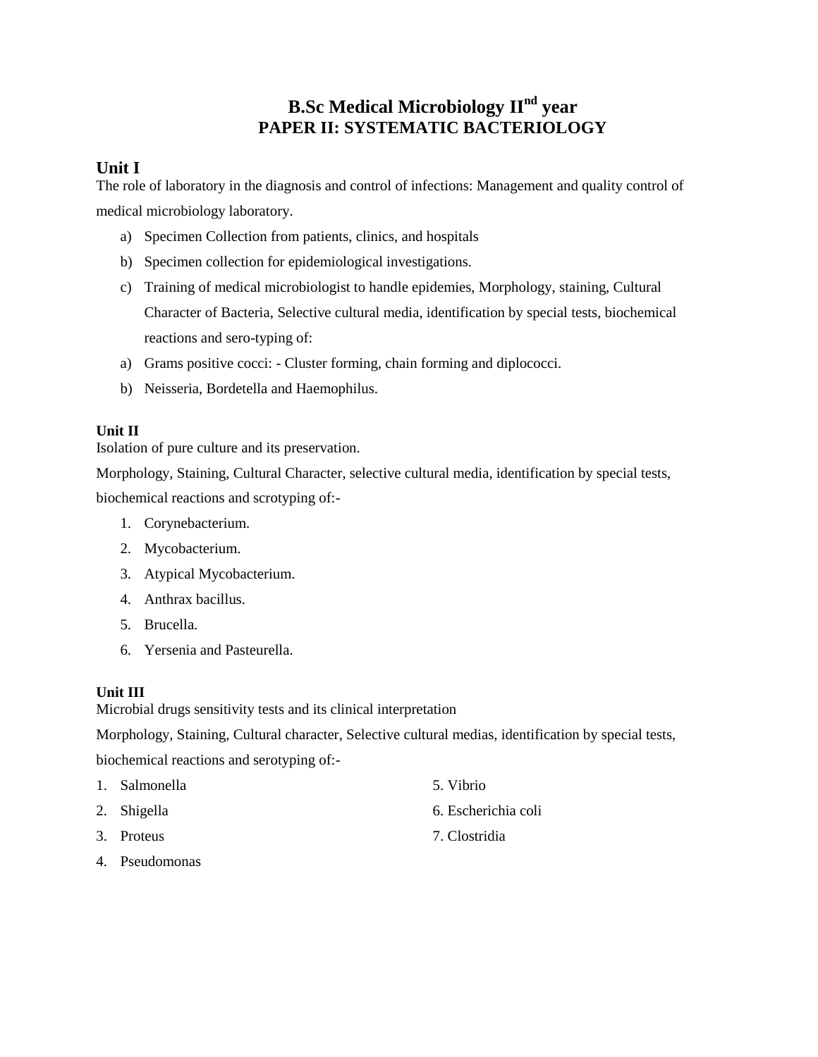# B.Sc Medical Microbiology II$^{nd}$ year
## PAPER II: SYSTEMATIC BACTERIOLOGY

## Unit I

The role of laboratory in the diagnosis and control of infections: Management and quality control of medical microbiology laboratory.

a) Specimen Collection from patients, clinics, and hospitals
b) Specimen collection for epidemiological investigations.
c) Training of medical microbiologist to handle epidemies, Morphology, staining, Cultural Character of Bacteria, Selective cultural media, identification by special tests, biochemical reactions and sero-typing of:

a) Grams positive cocci: - Cluster forming, chain forming and diplococci.
b) Neisseria, Bordetella and Haemophilus.

### Unit II

Isolation of pure culture and its preservation.

Morphology, Staining, Cultural Character, selective cultural media, identification by special tests, biochemical reactions and scrotyping of:-

1. Corynebacterium.
2. Mycobacterium.
3. Atypical Mycobacterium.
4. Anthrax bacillus.
5. Brucella.
6. Yersenia and Pasteurella.

### Unit III

Microbial drugs sensitivity tests and its clinical interpretation

Morphology, Staining, Cultural character, Selective cultural medias, identification by special tests, biochemical reactions and serotyping of:-

1. Salmonella
2. Shigella
3. Proteus
4. Pseudomonas
5. Vibrio
6. Escherichia coli
7. Clostridia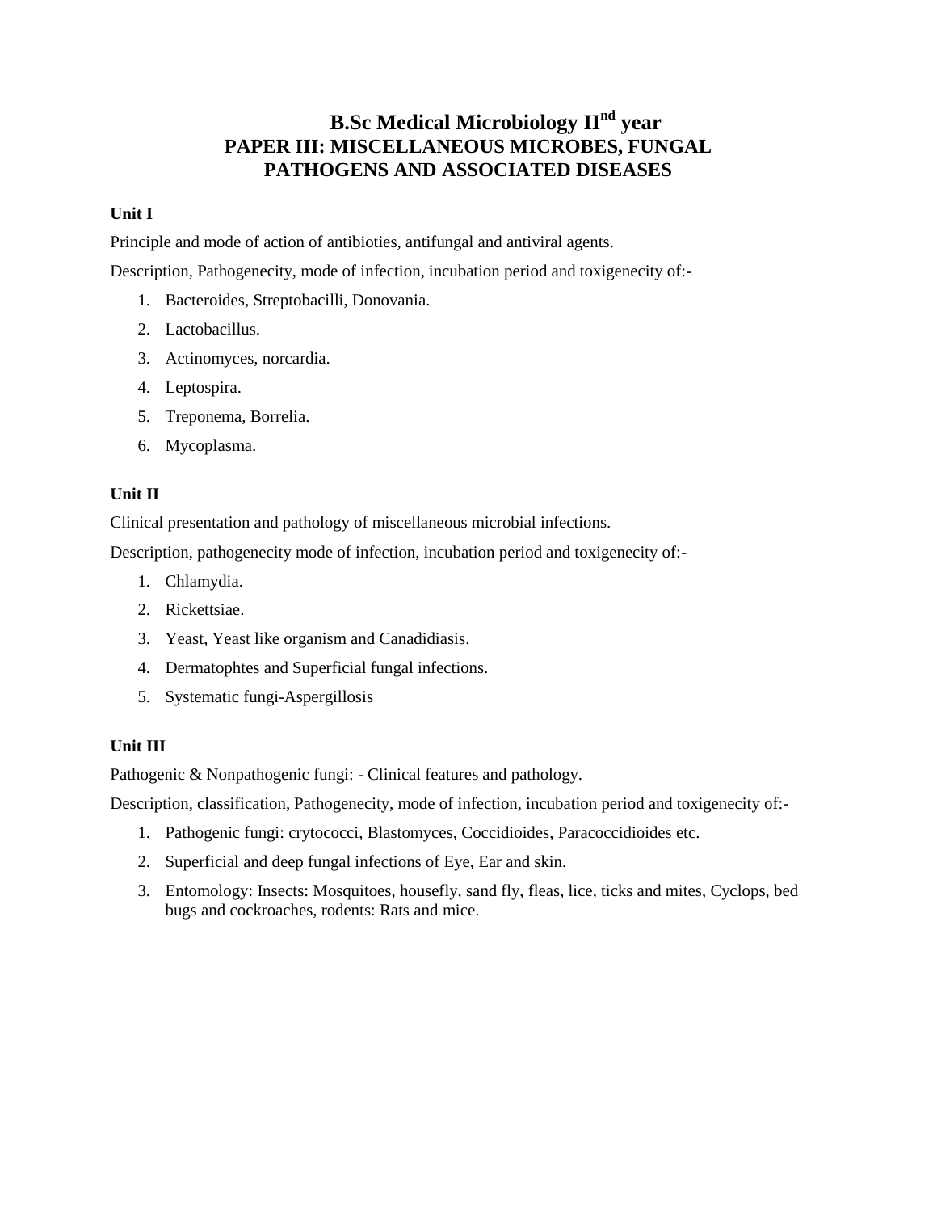# B.Sc Medical Microbiology II$^{nd}$ year

## PAPER III: MISCELLANEOUS MICROBES, FUNGAL PATHOGENS AND ASSOCIATED DISEASES

**Unit I**

Principle and mode of action of antibioties, antifungal and antiviral agents.

Description, Pathogenecity, mode of infection, incubation period and toxigenecity of:-

1. Bacteroides, Streptobacilli, Donovania.
2. Lactobacillus.
3. Actinomyces, norcardia.
4. Leptospira.
5. Treponema, Borrelia.
6. Mycoplasma.

**Unit II**

Clinical presentation and pathology of miscellaneous microbial infections.

Description, pathogenecity mode of infection, incubation period and toxigenecity of:-

1. Chlamydia.
2. Rickettsiae.
3. Yeast, Yeast like organism and Canadidiasis.
4. Dermatophtes and Superficial fungal infections.
5. Systematic fungi-Aspergillosis

**Unit III**

Pathogenic & Nonpathogenic fungi: - Clinical features and pathology.

Description, classification, Pathogenecity, mode of infection, incubation period and toxigenecity of:-

1. Pathogenic fungi: crytococci, Blastomyces, Coccidioides, Paracoccidioides etc.
2. Superficial and deep fungal infections of Eye, Ear and skin.
3. Entomology: Insects: Mosquitoes, housefly, sand fly, fleas, lice, ticks and mites, Cyclops, bed bugs and cockroaches, rodents: Rats and mice.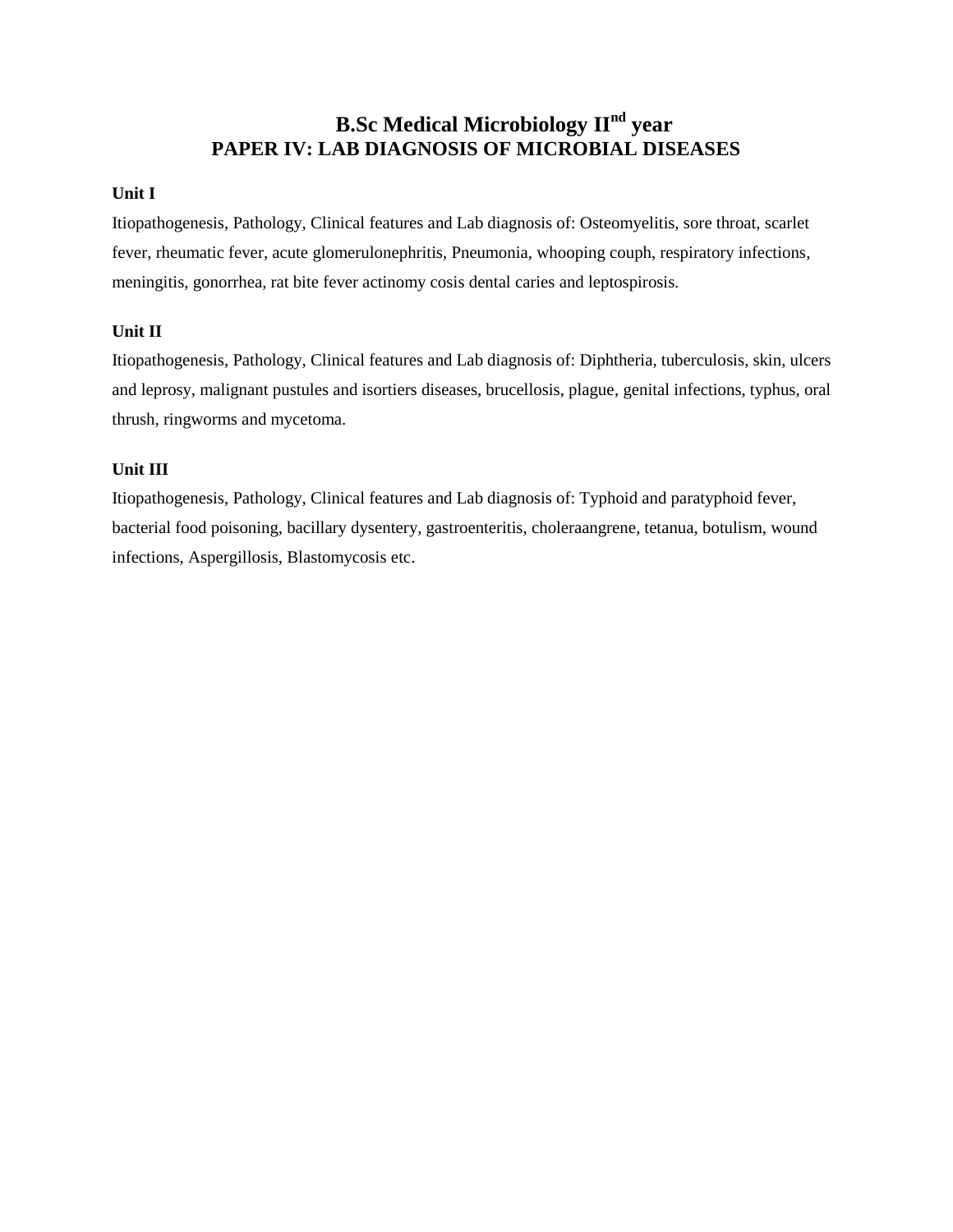# B.Sc Medical Microbiology II$^{nd}$ year

## PAPER IV: LAB DIAGNOSIS OF MICROBIAL DISEASES

**Unit I**

Itiopathogenesis, Pathology, Clinical features and Lab diagnosis of: Osteomyelitis, sore throat, scarlet fever, rheumatic fever, acute glomerulonephritis, Pneumonia, whooping couph, respiratory infections, meningitis, gonorrhea, rat bite fever actinomy cosis dental caries and leptospirosis.

**Unit II**

Itiopathogenesis, Pathology, Clinical features and Lab diagnosis of: Diphtheria, tuberculosis, skin, ulcers and leprosy, malignant pustules and isortiers diseases, brucellosis, plague, genital infections, typhus, oral thrush, ringworms and mycetoma.

**Unit III**

Itiopathogenesis, Pathology, Clinical features and Lab diagnosis of: Typhoid and paratyphoid fever, bacterial food poisoning, bacillary dysentery, gastroenteritis, choleraangrene, tetanua, botulism, wound infections, Aspergillosis, Blastomycosis etc.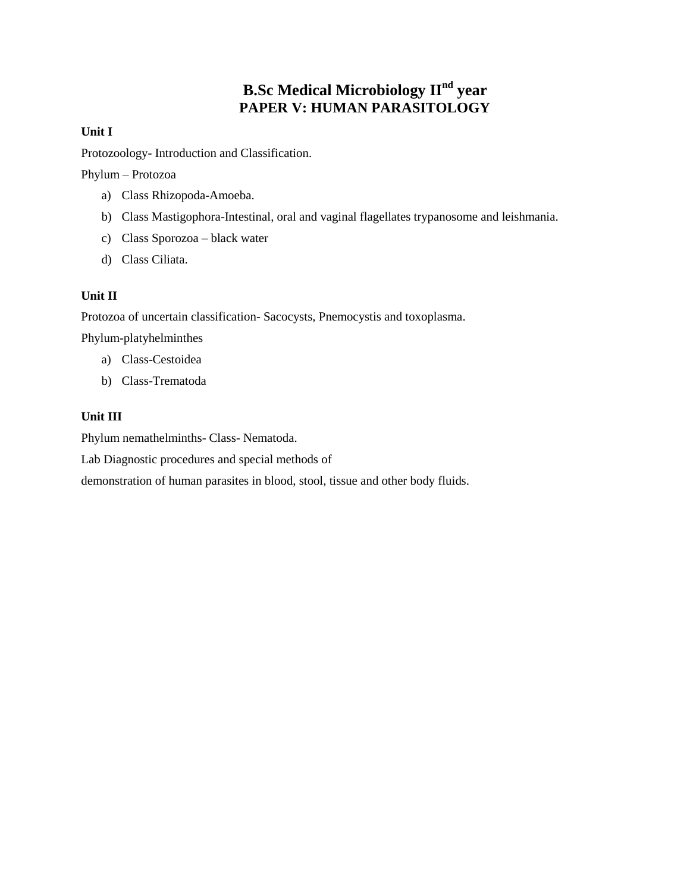# B.Sc Medical Microbiology II$^{nd}$ year
## PAPER V: HUMAN PARASITOLOGY

**Unit I**

Protozoology- Introduction and Classification.

Phylum – Protozoa

a) Class Rhizopoda-Amoeba.
b) Class Mastigophora-Intestinal, oral and vaginal flagellates trypanosome and leishmania.
c) Class Sporozoa – black water
d) Class Ciliata.

**Unit II**

Protozoa of uncertain classification- Sacocysts, Pnemocystis and toxoplasma.

Phylum-platyhelminthes

a) Class-Cestoidea
b) Class-Trematoda

**Unit III**

Phylum nemathelminths- Class- Nematoda.

Lab Diagnostic procedures and special methods of

demonstration of human parasites in blood, stool, tissue and other body fluids.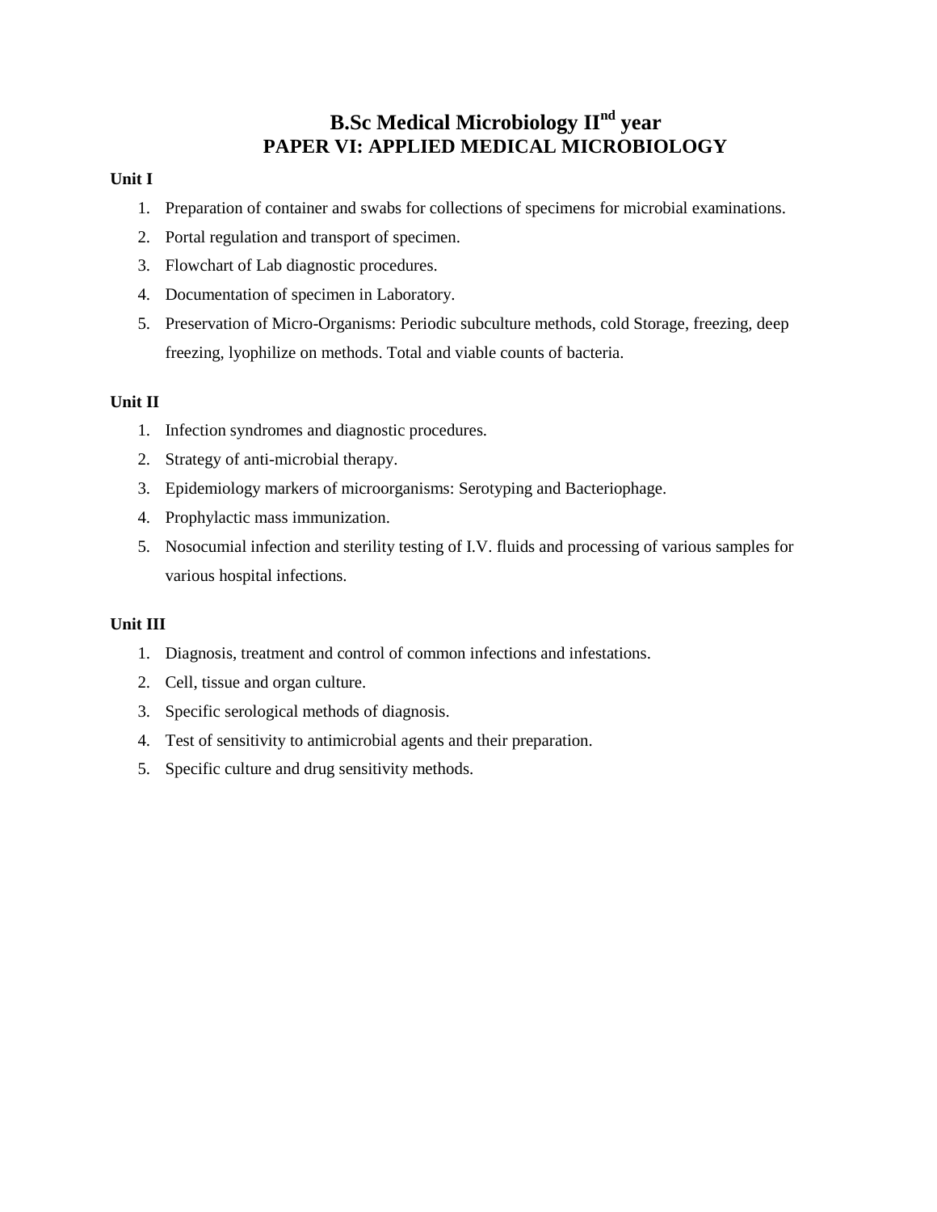# B.Sc Medical Microbiology II$^{nd}$ year

## PAPER VI: APPLIED MEDICAL MICROBIOLOGY

**Unit I**

1. Preparation of container and swabs for collections of specimens for microbial examinations.
2. Portal regulation and transport of specimen.
3. Flowchart of Lab diagnostic procedures.
4. Documentation of specimen in Laboratory.
5. Preservation of Micro-Organisms: Periodic subculture methods, cold Storage, freezing, deep freezing, lyophilize on methods. Total and viable counts of bacteria.

**Unit II**

1. Infection syndromes and diagnostic procedures.
2. Strategy of anti-microbial therapy.
3. Epidemiology markers of microorganisms: Serotyping and Bacteriophage.
4. Prophylactic mass immunization.
5. Nosocumial infection and sterility testing of I.V. fluids and processing of various samples for various hospital infections.

**Unit III**

1. Diagnosis, treatment and control of common infections and infestations.
2. Cell, tissue and organ culture.
3. Specific serological methods of diagnosis.
4. Test of sensitivity to antimicrobial agents and their preparation.
5. Specific culture and drug sensitivity methods.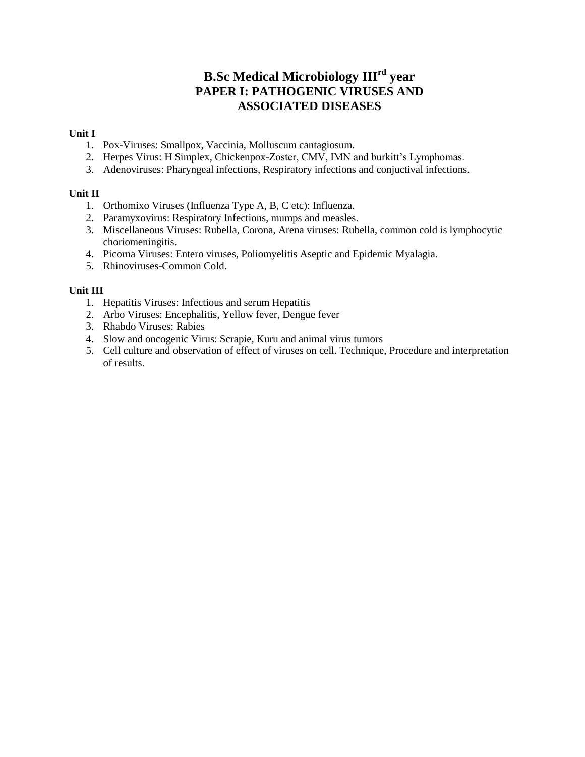# B.Sc Medical Microbiology III$^{rd}$ year
## PAPER I: PATHOGENIC VIRUSES AND ASSOCIATED DISEASES

**Unit I**

1. Pox-Viruses: Smallpox, Vaccinia, Molluscum cantagiosum.
2. Herpes Virus: H Simplex, Chickenpox-Zoster, CMV, IMN and burkitt's Lymphomas.
3. Adenoviruses: Pharyngeal infections, Respiratory infections and conjuctival infections.

**Unit II**

1. Orthomixo Viruses (Influenza Type A, B, C etc): Influenza.
2. Paramyxovirus: Respiratory Infections, mumps and measles.
3. Miscellaneous Viruses: Rubella, Corona, Arena viruses: Rubella, common cold is lymphocytic choriomeningitis.
4. Picorna Viruses: Entero viruses, Poliomyelitis Aseptic and Epidemic Myalagia.
5. Rhinoviruses-Common Cold.

**Unit III**

1. Hepatitis Viruses: Infectious and serum Hepatitis
2. Arbo Viruses: Encephalitis, Yellow fever, Dengue fever
3. Rhabdo Viruses: Rabies
4. Slow and oncogenic Virus: Scrapie, Kuru and animal virus tumors
5. Cell culture and observation of effect of viruses on cell. Technique, Procedure and interpretation of results.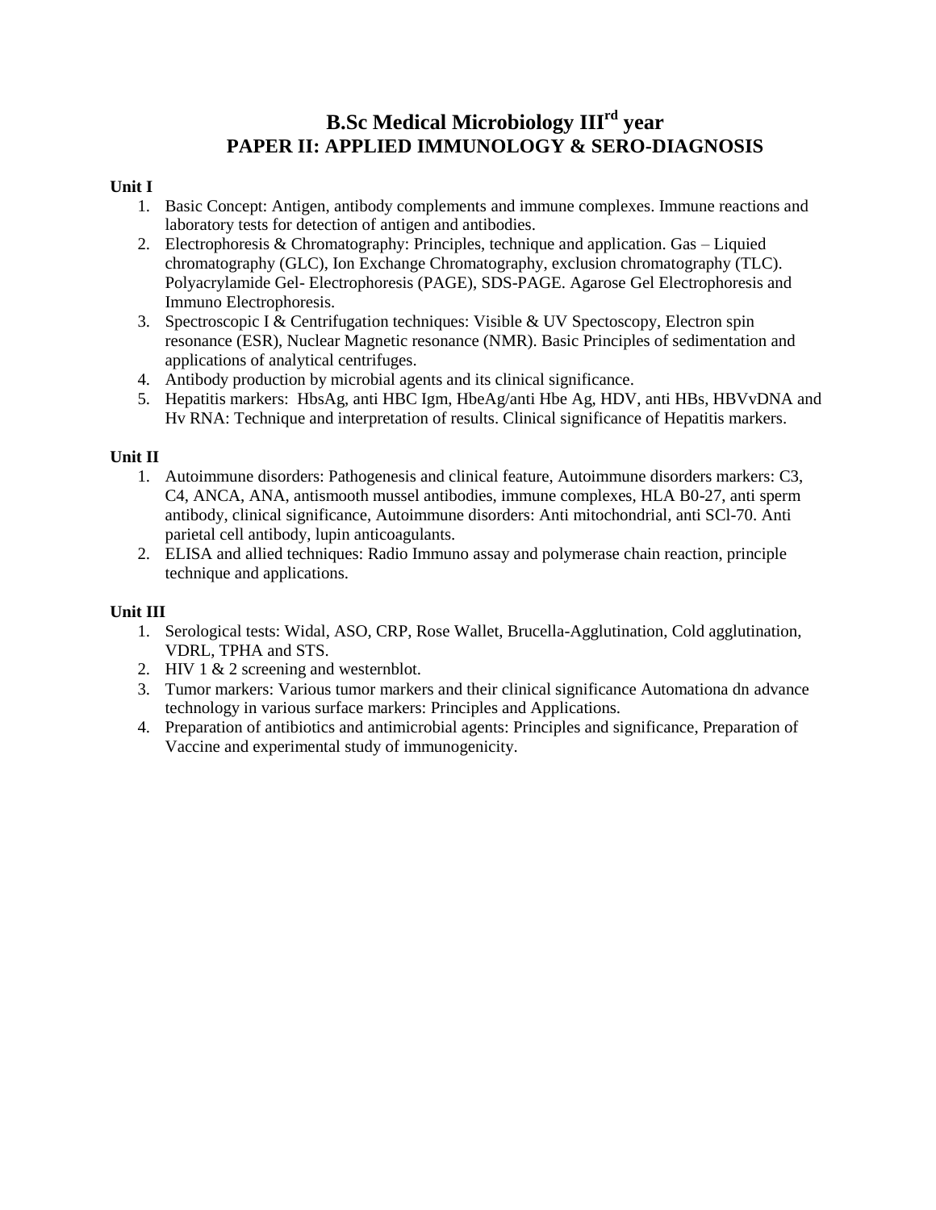# B.Sc Medical Microbiology III$^{rd}$ year
## PAPER II: APPLIED IMMUNOLOGY & SERO-DIAGNOSIS

**Unit I**

1. Basic Concept: Antigen, antibody complements and immune complexes. Immune reactions and laboratory tests for detection of antigen and antibodies.
2. Electrophoresis & Chromatography: Principles, technique and application. Gas – Liquied chromatography (GLC), Ion Exchange Chromatography, exclusion chromatography (TLC). Polyacrylamide Gel- Electrophoresis (PAGE), SDS-PAGE. Agarose Gel Electrophoresis and Immuno Electrophoresis.
3. Spectroscopic I & Centrifugation techniques: Visible & UV Spectoscopy, Electron spin resonance (ESR), Nuclear Magnetic resonance (NMR). Basic Principles of sedimentation and applications of analytical centrifuges.
4. Antibody production by microbial agents and its clinical significance.
5. Hepatitis markers: HbsAg, anti HBC Igm, HbeAg/anti Hbe Ag, HDV, anti HBs, HBVvDNA and Hv RNA: Technique and interpretation of results. Clinical significance of Hepatitis markers.

**Unit II**

1. Autoimmune disorders: Pathogenesis and clinical feature, Autoimmune disorders markers: C3, C4, ANCA, ANA, antismooth mussel antibodies, immune complexes, HLA B0-27, anti sperm antibody, clinical significance, Autoimmune disorders: Anti mitochondrial, anti SCl-70. Anti parietal cell antibody, lupin anticoagulants.
2. ELISA and allied techniques: Radio Immuno assay and polymerase chain reaction, principle technique and applications.

**Unit III**

1. Serological tests: Widal, ASO, CRP, Rose Wallet, Brucella-Agglutination, Cold agglutination, VDRL, TPHA and STS.
2. HIV 1 & 2 screening and westernblot.
3. Tumor markers: Various tumor markers and their clinical significance Automationa dn advance technology in various surface markers: Principles and Applications.
4. Preparation of antibiotics and antimicrobial agents: Principles and significance, Preparation of Vaccine and experimental study of immunogenicity.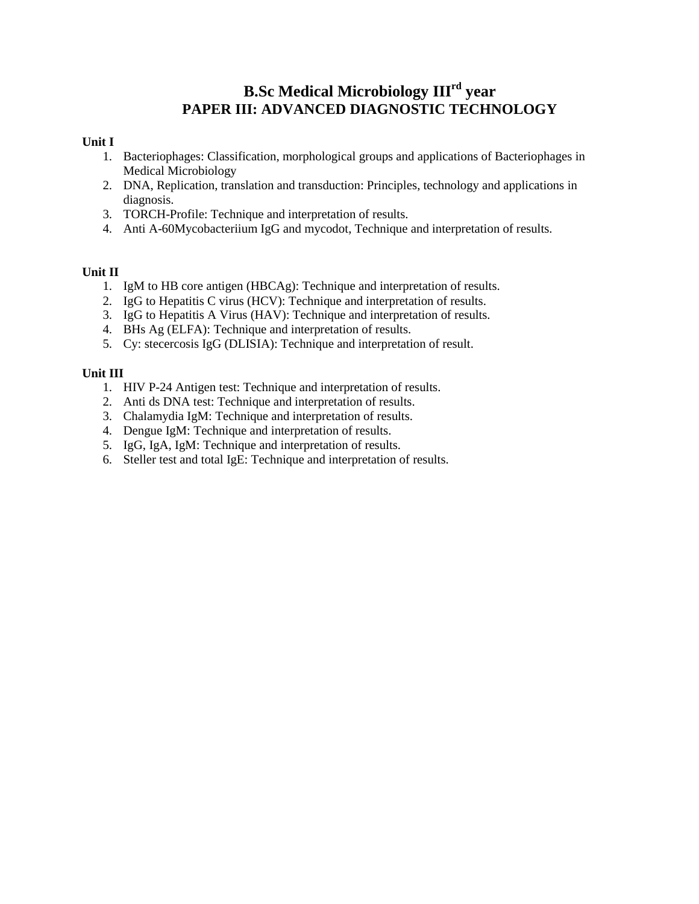# B.Sc Medical Microbiology III$^{rd}$ year
# PAPER III: ADVANCED DIAGNOSTIC TECHNOLOGY

**Unit I**

1. Bacteriophages: Classification, morphological groups and applications of Bacteriophages in Medical Microbiology
2. DNA, Replication, translation and transduction: Principles, technology and applications in diagnosis.
3. TORCH-Profile: Technique and interpretation of results.
4. Anti A-60Mycobacteriium IgG and mycodot, Technique and interpretation of results.

**Unit II**

1. IgM to HB core antigen (HBCAg): Technique and interpretation of results.
2. IgG to Hepatitis C virus (HCV): Technique and interpretation of results.
3. IgG to Hepatitis A Virus (HAV): Technique and interpretation of results.
4. BHs Ag (ELFA): Technique and interpretation of results.
5. Cy: stecercosis IgG (DLISIA): Technique and interpretation of result.

**Unit III**

1. HIV P-24 Antigen test: Technique and interpretation of results.
2. Anti ds DNA test: Technique and interpretation of results.
3. Chalamydia IgM: Technique and interpretation of results.
4. Dengue IgM: Technique and interpretation of results.
5. IgG, IgA, IgM: Technique and interpretation of results.
6. Steller test and total IgE: Technique and interpretation of results.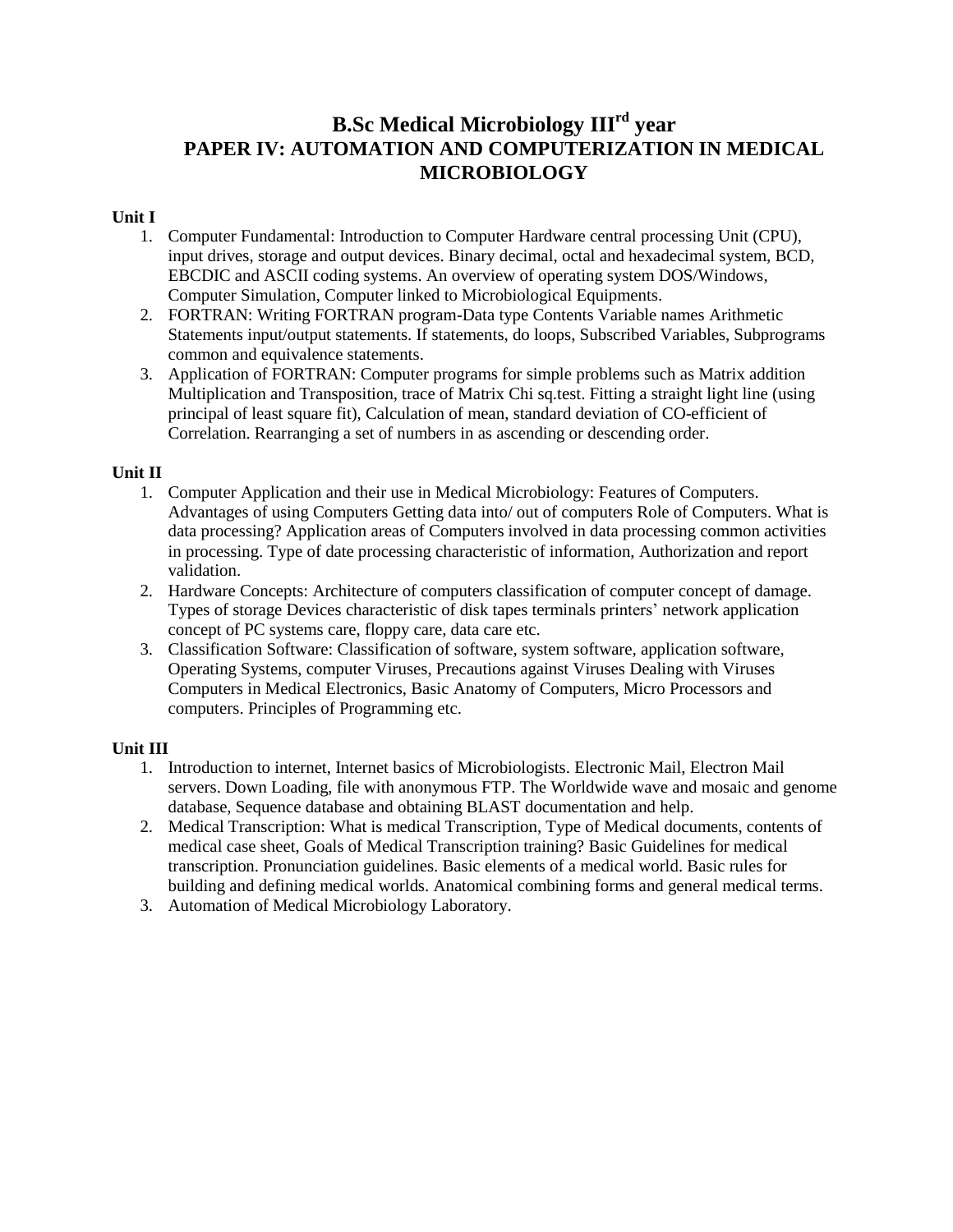# B.Sc Medical Microbiology III$^{rd}$ year

# PAPER IV: AUTOMATION AND COMPUTERIZATION IN MEDICAL MICROBIOLOGY

**Unit I**

1. Computer Fundamental: Introduction to Computer Hardware central processing Unit (CPU), input drives, storage and output devices. Binary decimal, octal and hexadecimal system, BCD, EBCDIC and ASCII coding systems. An overview of operating system DOS/Windows, Computer Simulation, Computer linked to Microbiological Equipments.
2. FORTRAN: Writing FORTRAN program-Data type Contents Variable names Arithmetic Statements input/output statements. If statements, do loops, Subscribed Variables, Subprograms common and equivalence statements.
3. Application of FORTRAN: Computer programs for simple problems such as Matrix addition Multiplication and Transposition, trace of Matrix Chi sq.test. Fitting a straight light line (using principal of least square fit), Calculation of mean, standard deviation of CO-efficient of Correlation. Rearranging a set of numbers in as ascending or descending order.

**Unit II**

1. Computer Application and their use in Medical Microbiology: Features of Computers. Advantages of using Computers Getting data into/ out of computers Role of Computers. What is data processing? Application areas of Computers involved in data processing common activities in processing. Type of date processing characteristic of information, Authorization and report validation.
2. Hardware Concepts: Architecture of computers classification of computer concept of damage. Types of storage Devices characteristic of disk tapes terminals printers' network application concept of PC systems care, floppy care, data care etc.
3. Classification Software: Classification of software, system software, application software, Operating Systems, computer Viruses, Precautions against Viruses Dealing with Viruses Computers in Medical Electronics, Basic Anatomy of Computers, Micro Processors and computers. Principles of Programming etc.

**Unit III**

1. Introduction to internet, Internet basics of Microbiologists. Electronic Mail, Electron Mail servers. Down Loading, file with anonymous FTP. The Worldwide wave and mosaic and genome database, Sequence database and obtaining BLAST documentation and help.
2. Medical Transcription: What is medical Transcription, Type of Medical documents, contents of medical case sheet, Goals of Medical Transcription training? Basic Guidelines for medical transcription. Pronunciation guidelines. Basic elements of a medical world. Basic rules for building and defining medical worlds. Anatomical combining forms and general medical terms.
3. Automation of Medical Microbiology Laboratory.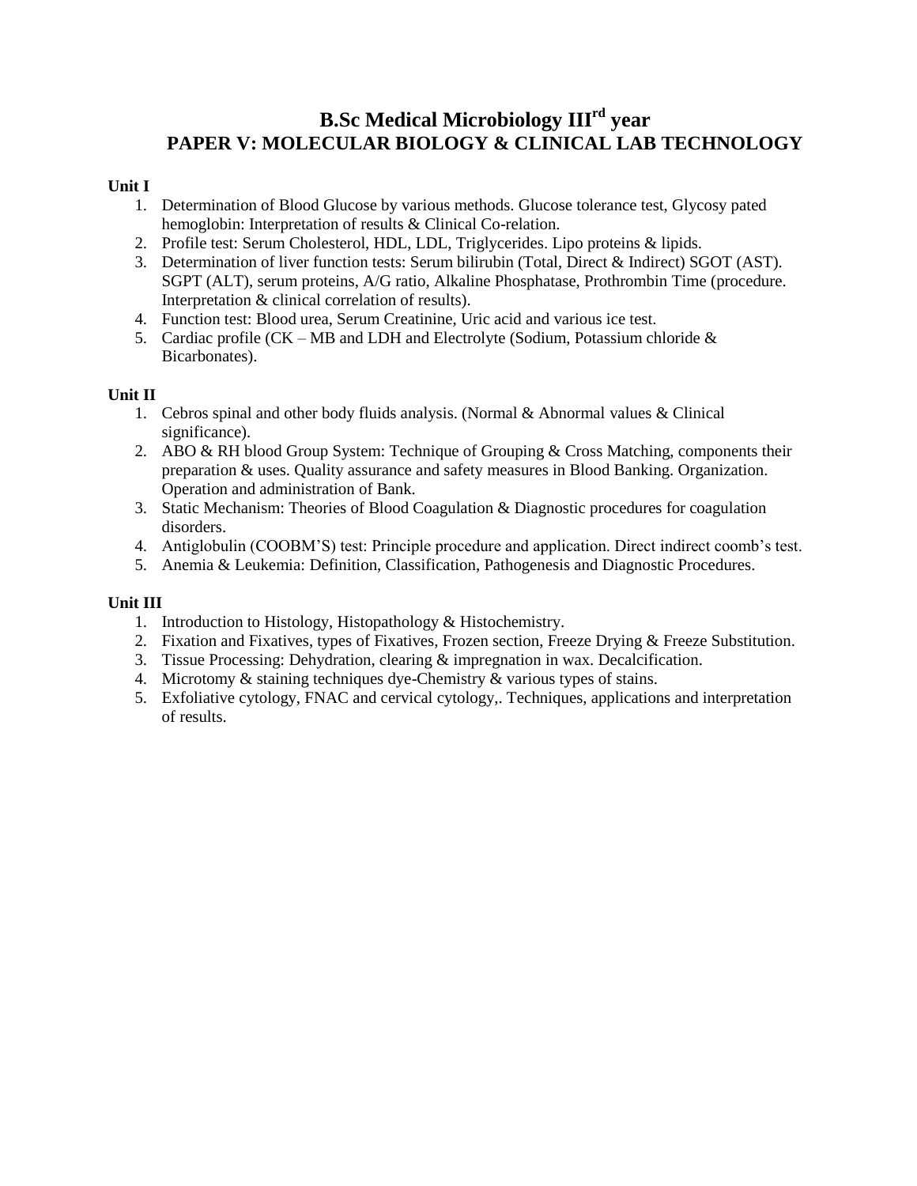# B.Sc Medical Microbiology III$^{rd}$ year

## PAPER V: MOLECULAR BIOLOGY & CLINICAL LAB TECHNOLOGY

**Unit I**

1. Determination of Blood Glucose by various methods. Glucose tolerance test, Glycosy pated hemoglobin: Interpretation of results & Clinical Co-relation.
2. Profile test: Serum Cholesterol, HDL, LDL, Triglycerides. Lipo proteins & lipids.
3. Determination of liver function tests: Serum bilirubin (Total, Direct & Indirect) SGOT (AST). SGPT (ALT), serum proteins, A/G ratio, Alkaline Phosphatase, Prothrombin Time (procedure. Interpretation & clinical correlation of results).
4. Function test: Blood urea, Serum Creatinine, Uric acid and various ice test.
5. Cardiac profile (CK – MB and LDH and Electrolyte (Sodium, Potassium chloride & Bicarbonates).

**Unit II**

1. Cebros spinal and other body fluids analysis. (Normal & Abnormal values & Clinical significance).
2. ABO & RH blood Group System: Technique of Grouping & Cross Matching, components their preparation & uses. Quality assurance and safety measures in Blood Banking. Organization. Operation and administration of Bank.
3. Static Mechanism: Theories of Blood Coagulation & Diagnostic procedures for coagulation disorders.
4. Antiglobulin (COOBM'S) test: Principle procedure and application. Direct indirect coomb's test.
5. Anemia & Leukemia: Definition, Classification, Pathogenesis and Diagnostic Procedures.

**Unit III**

1. Introduction to Histology, Histopathology & Histochemistry.
2. Fixation and Fixatives, types of Fixatives, Frozen section, Freeze Drying & Freeze Substitution.
3. Tissue Processing: Dehydration, clearing & impregnation in wax. Decalcification.
4. Microtomy & staining techniques dye-Chemistry & various types of stains.
5. Exfoliative cytology, FNAC and cervical cytology,. Techniques, applications and interpretation of results.